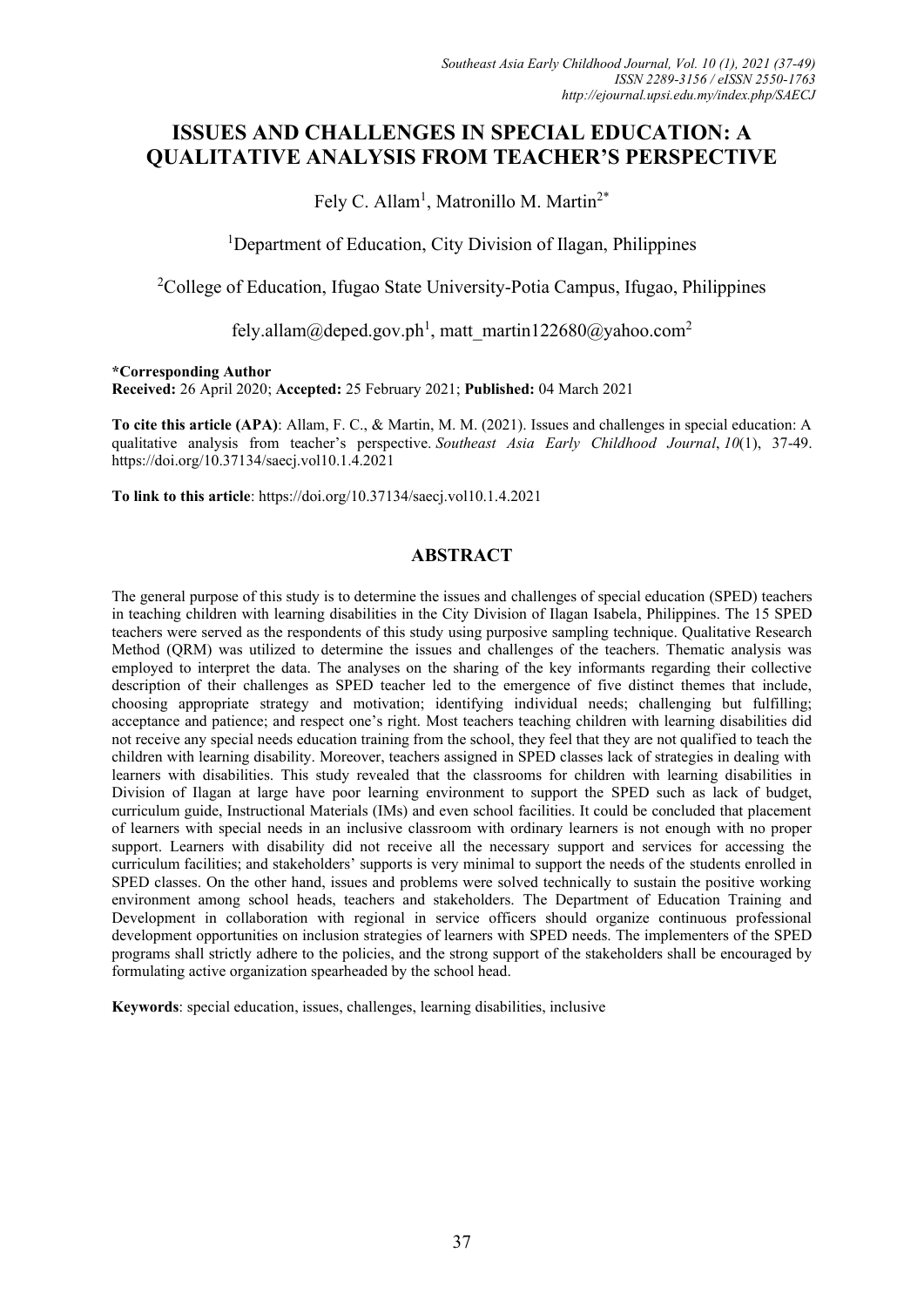# ISSUES AND CHALLENGES IN SPECIAL EDUCATION: A QUALITATIVE ANALYSIS FROM TEACHER'S PERSPECTIVE

Fely C. Allam[1], Matronillo M. Martin[2*]

[1]Department of Education, City Division of Ilagan, Philippines

[2]College of Education, Ifugao State University-Potia Campus, Ifugao, Philippines

fely.allam@deped.gov.ph[1], matt_martin122680@yahoo.com[2]

**\*Corresponding Author**
**Received:** 26 April 2020; **Accepted:** 25 February 2021; **Published:** 04 March 2021

**To cite this article (APA)**: Allam, F. C., & Martin, M. M. (2021). Issues and challenges in special education: A qualitative analysis from teacher's perspective. *Southeast Asia Early Childhood Journal*, *10*(1), 37-49. https://doi.org/10.37134/saecj.vol10.1.4.2021

**To link to this article**: https://doi.org/10.37134/saecj.vol10.1.4.2021

## ABSTRACT

The general purpose of this study is to determine the issues and challenges of special education (SPED) teachers in teaching children with learning disabilities in the City Division of Ilagan Isabela, Philippines. The 15 SPED teachers were served as the respondents of this study using purposive sampling technique. Qualitative Research Method (QRM) was utilized to determine the issues and challenges of the teachers. Thematic analysis was employed to interpret the data. The analyses on the sharing of the key informants regarding their collective description of their challenges as SPED teacher led to the emergence of five distinct themes that include, choosing appropriate strategy and motivation; identifying individual needs; challenging but fulfilling; acceptance and patience; and respect one's right. Most teachers teaching children with learning disabilities did not receive any special needs education training from the school, they feel that they are not qualified to teach the children with learning disability. Moreover, teachers assigned in SPED classes lack of strategies in dealing with learners with disabilities. This study revealed that the classrooms for children with learning disabilities in Division of Ilagan at large have poor learning environment to support the SPED such as lack of budget, curriculum guide, Instructional Materials (IMs) and even school facilities. It could be concluded that placement of learners with special needs in an inclusive classroom with ordinary learners is not enough with no proper support. Learners with disability did not receive all the necessary support and services for accessing the curriculum facilities; and stakeholders' supports is very minimal to support the needs of the students enrolled in SPED classes. On the other hand, issues and problems were solved technically to sustain the positive working environment among school heads, teachers and stakeholders. The Department of Education Training and Development in collaboration with regional in service officers should organize continuous professional development opportunities on inclusion strategies of learners with SPED needs. The implementers of the SPED programs shall strictly adhere to the policies, and the strong support of the stakeholders shall be encouraged by formulating active organization spearheaded by the school head.

**Keywords**: special education, issues, challenges, learning disabilities, inclusive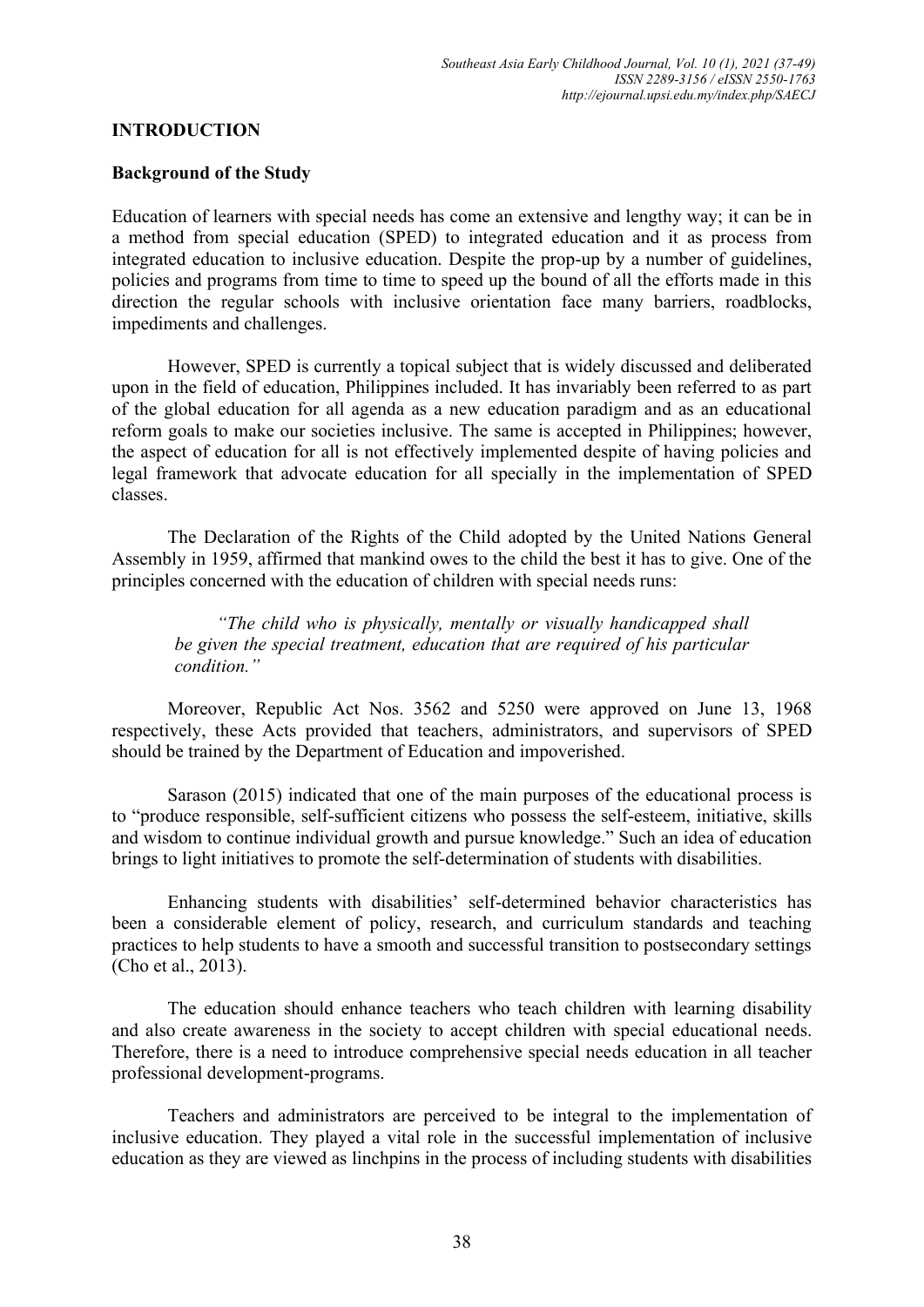## INTRODUCTION

### Background of the Study

Education of learners with special needs has come an extensive and lengthy way; it can be in a method from special education (SPED) to integrated education and it as process from integrated education to inclusive education. Despite the prop-up by a number of guidelines, policies and programs from time to time to speed up the bound of all the efforts made in this direction the regular schools with inclusive orientation face many barriers, roadblocks, impediments and challenges.

However, SPED is currently a topical subject that is widely discussed and deliberated upon in the field of education, Philippines included. It has invariably been referred to as part of the global education for all agenda as a new education paradigm and as an educational reform goals to make our societies inclusive. The same is accepted in Philippines; however, the aspect of education for all is not effectively implemented despite of having policies and legal framework that advocate education for all specially in the implementation of SPED classes.

The Declaration of the Rights of the Child adopted by the United Nations General Assembly in 1959, affirmed that mankind owes to the child the best it has to give. One of the principles concerned with the education of children with special needs runs:

> *"The child who is physically, mentally or visually handicapped shall be given the special treatment, education that are required of his particular condition."*

Moreover, Republic Act Nos. 3562 and 5250 were approved on June 13, 1968 respectively, these Acts provided that teachers, administrators, and supervisors of SPED should be trained by the Department of Education and impoverished.

Sarason (2015) indicated that one of the main purposes of the educational process is to "produce responsible, self-sufficient citizens who possess the self-esteem, initiative, skills and wisdom to continue individual growth and pursue knowledge." Such an idea of education brings to light initiatives to promote the self-determination of students with disabilities.

Enhancing students with disabilities' self-determined behavior characteristics has been a considerable element of policy, research, and curriculum standards and teaching practices to help students to have a smooth and successful transition to postsecondary settings (Cho et al., 2013).

The education should enhance teachers who teach children with learning disability and also create awareness in the society to accept children with special educational needs. Therefore, there is a need to introduce comprehensive special needs education in all teacher professional development-programs.

Teachers and administrators are perceived to be integral to the implementation of inclusive education. They played a vital role in the successful implementation of inclusive education as they are viewed as linchpins in the process of including students with disabilities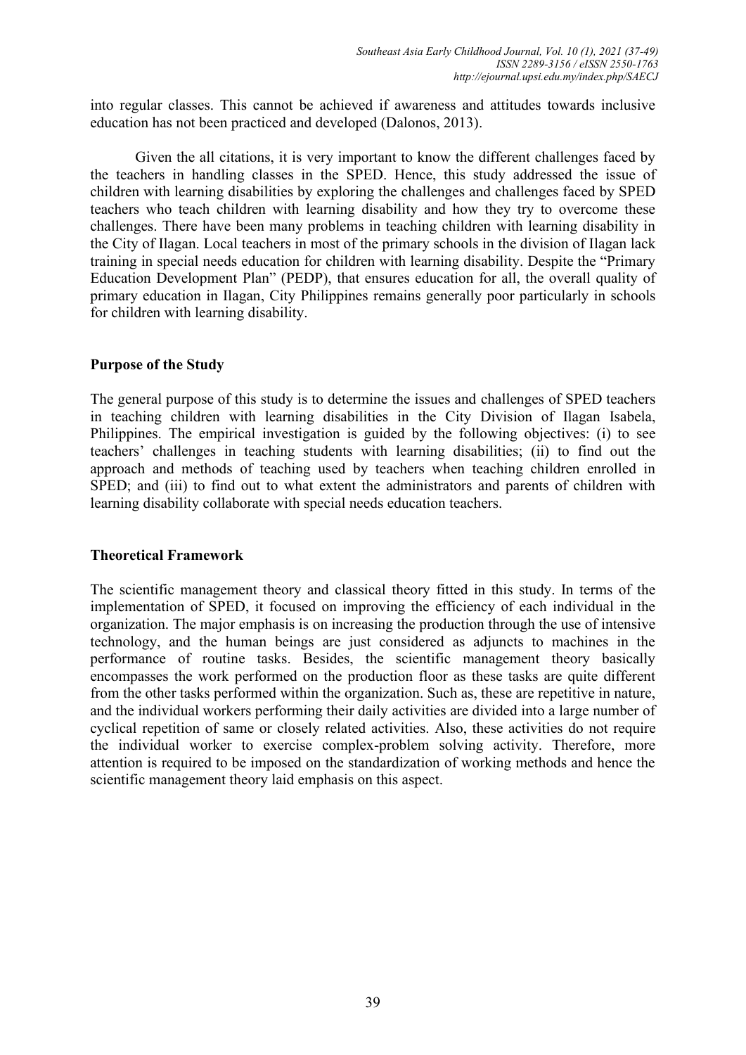into regular classes. This cannot be achieved if awareness and attitudes towards inclusive education has not been practiced and developed (Dalonos, 2013).

Given the all citations, it is very important to know the different challenges faced by the teachers in handling classes in the SPED. Hence, this study addressed the issue of children with learning disabilities by exploring the challenges and challenges faced by SPED teachers who teach children with learning disability and how they try to overcome these challenges. There have been many problems in teaching children with learning disability in the City of Ilagan. Local teachers in most of the primary schools in the division of Ilagan lack training in special needs education for children with learning disability. Despite the "Primary Education Development Plan" (PEDP), that ensures education for all, the overall quality of primary education in Ilagan, City Philippines remains generally poor particularly in schools for children with learning disability.

## Purpose of the Study

The general purpose of this study is to determine the issues and challenges of SPED teachers in teaching children with learning disabilities in the City Division of Ilagan Isabela, Philippines. The empirical investigation is guided by the following objectives: (i) to see teachers' challenges in teaching students with learning disabilities; (ii) to find out the approach and methods of teaching used by teachers when teaching children enrolled in SPED; and (iii) to find out to what extent the administrators and parents of children with learning disability collaborate with special needs education teachers.

## Theoretical Framework

The scientific management theory and classical theory fitted in this study. In terms of the implementation of SPED, it focused on improving the efficiency of each individual in the organization. The major emphasis is on increasing the production through the use of intensive technology, and the human beings are just considered as adjuncts to machines in the performance of routine tasks. Besides, the scientific management theory basically encompasses the work performed on the production floor as these tasks are quite different from the other tasks performed within the organization. Such as, these are repetitive in nature, and the individual workers performing their daily activities are divided into a large number of cyclical repetition of same or closely related activities. Also, these activities do not require the individual worker to exercise complex-problem solving activity. Therefore, more attention is required to be imposed on the standardization of working methods and hence the scientific management theory laid emphasis on this aspect.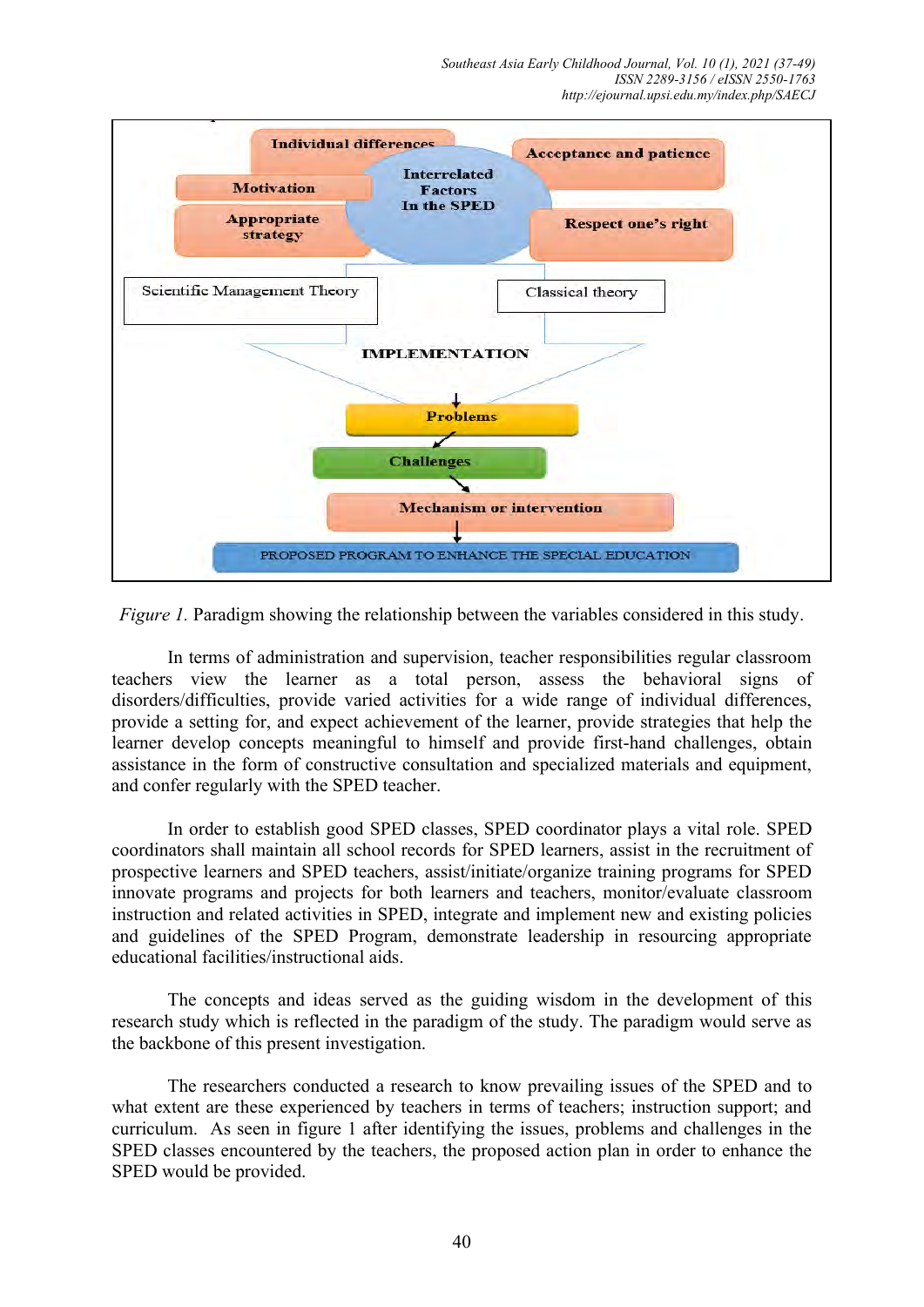Individual differences

Motivation

Appropriate strategy

Interrelated Factors In the SPED

Acceptance and patience

Respect one's right

Scientific Management Theory

Classical theory

IMPLEMENTATION

Problems

Challenges

Mechanism or intervention

PROPOSED PROGRAM TO ENHANCE THE SPECIAL EDUCATION

*Figure 1.* Paradigm showing the relationship between the variables considered in this study.

In terms of administration and supervision, teacher responsibilities regular classroom teachers view the learner as a total person, assess the behavioral signs of disorders/difficulties, provide varied activities for a wide range of individual differences, provide a setting for, and expect achievement of the learner, provide strategies that help the learner develop concepts meaningful to himself and provide first-hand challenges, obtain assistance in the form of constructive consultation and specialized materials and equipment, and confer regularly with the SPED teacher.

In order to establish good SPED classes, SPED coordinator plays a vital role. SPED coordinators shall maintain all school records for SPED learners, assist in the recruitment of prospective learners and SPED teachers, assist/initiate/organize training programs for SPED innovate programs and projects for both learners and teachers, monitor/evaluate classroom instruction and related activities in SPED, integrate and implement new and existing policies and guidelines of the SPED Program, demonstrate leadership in resourcing appropriate educational facilities/instructional aids.

The concepts and ideas served as the guiding wisdom in the development of this research study which is reflected in the paradigm of the study. The paradigm would serve as the backbone of this present investigation.

The researchers conducted a research to know prevailing issues of the SPED and to what extent are these experienced by teachers in terms of teachers; instruction support; and curriculum. As seen in figure 1 after identifying the issues, problems and challenges in the SPED classes encountered by the teachers, the proposed action plan in order to enhance the SPED would be provided.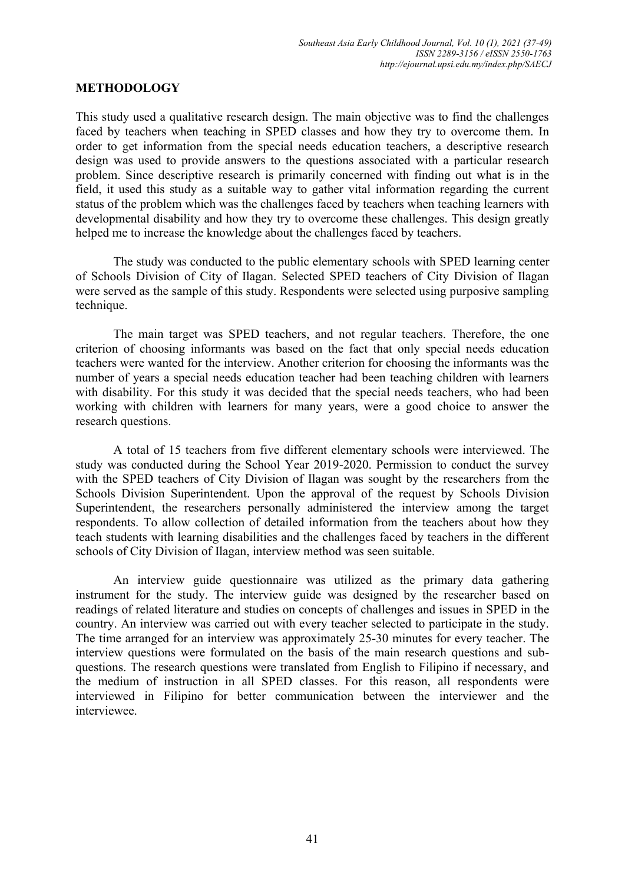## METHODOLOGY

This study used a qualitative research design. The main objective was to find the challenges faced by teachers when teaching in SPED classes and how they try to overcome them. In order to get information from the special needs education teachers, a descriptive research design was used to provide answers to the questions associated with a particular research problem. Since descriptive research is primarily concerned with finding out what is in the field, it used this study as a suitable way to gather vital information regarding the current status of the problem which was the challenges faced by teachers when teaching learners with developmental disability and how they try to overcome these challenges. This design greatly helped me to increase the knowledge about the challenges faced by teachers.

The study was conducted to the public elementary schools with SPED learning center of Schools Division of City of Ilagan. Selected SPED teachers of City Division of Ilagan were served as the sample of this study. Respondents were selected using purposive sampling technique.

The main target was SPED teachers, and not regular teachers. Therefore, the one criterion of choosing informants was based on the fact that only special needs education teachers were wanted for the interview. Another criterion for choosing the informants was the number of years a special needs education teacher had been teaching children with learners with disability. For this study it was decided that the special needs teachers, who had been working with children with learners for many years, were a good choice to answer the research questions.

A total of 15 teachers from five different elementary schools were interviewed. The study was conducted during the School Year 2019-2020. Permission to conduct the survey with the SPED teachers of City Division of Ilagan was sought by the researchers from the Schools Division Superintendent. Upon the approval of the request by Schools Division Superintendent, the researchers personally administered the interview among the target respondents. To allow collection of detailed information from the teachers about how they teach students with learning disabilities and the challenges faced by teachers in the different schools of City Division of Ilagan, interview method was seen suitable.

An interview guide questionnaire was utilized as the primary data gathering instrument for the study. The interview guide was designed by the researcher based on readings of related literature and studies on concepts of challenges and issues in SPED in the country. An interview was carried out with every teacher selected to participate in the study. The time arranged for an interview was approximately 25-30 minutes for every teacher. The interview questions were formulated on the basis of the main research questions and sub-questions. The research questions were translated from English to Filipino if necessary, and the medium of instruction in all SPED classes. For this reason, all respondents were interviewed in Filipino for better communication between the interviewer and the interviewee.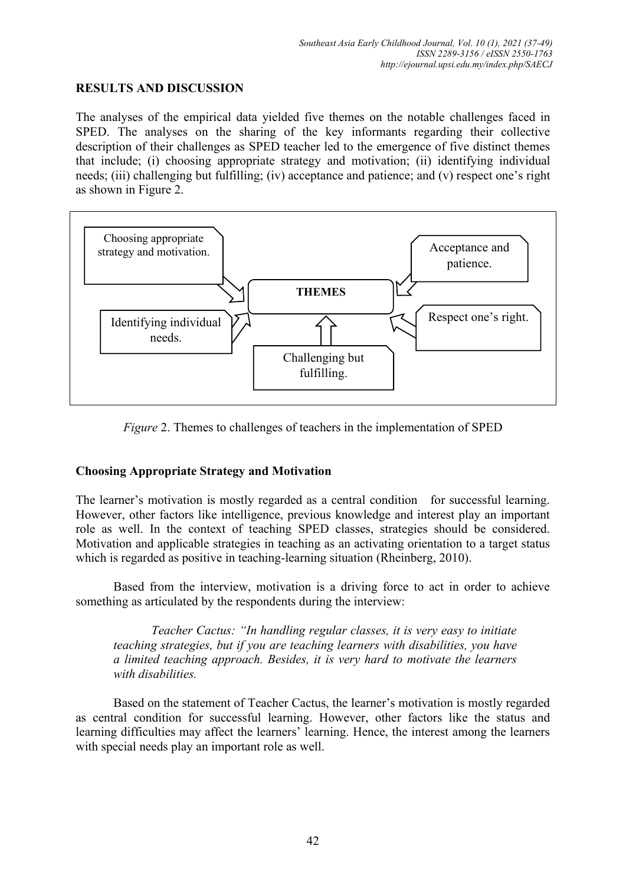## RESULTS AND DISCUSSION

The analyses of the empirical data yielded five themes on the notable challenges faced in SPED. The analyses on the sharing of the key informants regarding their collective description of their challenges as SPED teacher led to the emergence of five distinct themes that include; (i) choosing appropriate strategy and motivation; (ii) identifying individual needs; (iii) challenging but fulfilling; (iv) acceptance and patience; and (v) respect one's right as shown in Figure 2.

Choosing appropriate strategy and motivation.

Acceptance and patience.

**THEMES**

Identifying individual needs.

Respect one's right.

Challenging but fulfilling.

*Figure* 2. Themes to challenges of teachers in the implementation of SPED

### Choosing Appropriate Strategy and Motivation

The learner's motivation is mostly regarded as a central condition for successful learning. However, other factors like intelligence, previous knowledge and interest play an important role as well. In the context of teaching SPED classes, strategies should be considered. Motivation and applicable strategies in teaching as an activating orientation to a target status which is regarded as positive in teaching-learning situation (Rheinberg, 2010).

Based from the interview, motivation is a driving force to act in order to achieve something as articulated by the respondents during the interview:

> *Teacher Cactus: "In handling regular classes, it is very easy to initiate teaching strategies, but if you are teaching learners with disabilities, you have a limited teaching approach. Besides, it is very hard to motivate the learners with disabilities.*

Based on the statement of Teacher Cactus, the learner's motivation is mostly regarded as central condition for successful learning. However, other factors like the status and learning difficulties may affect the learners' learning. Hence, the interest among the learners with special needs play an important role as well.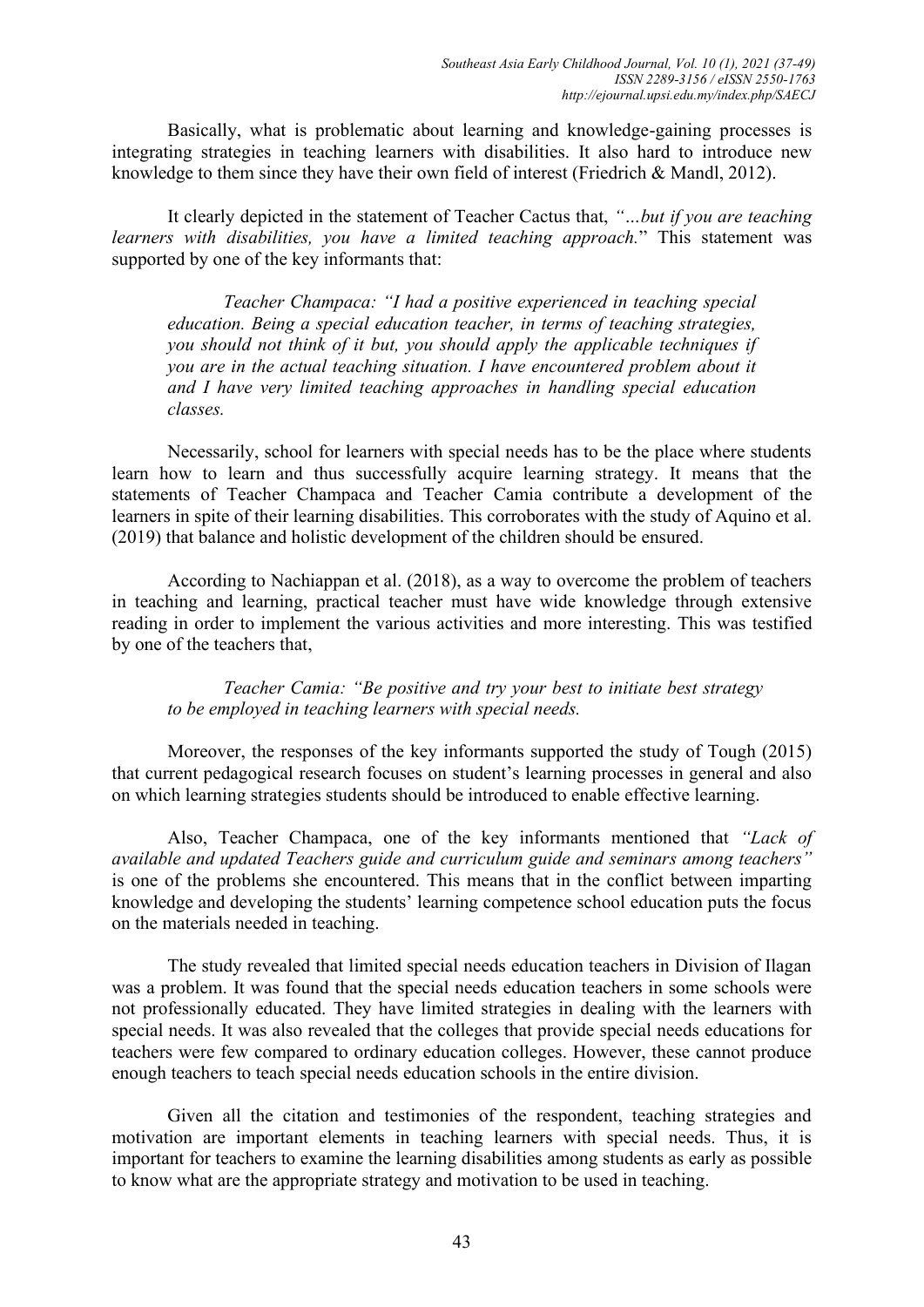Basically, what is problematic about learning and knowledge-gaining processes is integrating strategies in teaching learners with disabilities. It also hard to introduce new knowledge to them since they have their own field of interest (Friedrich & Mandl, 2012).

It clearly depicted in the statement of Teacher Cactus that, *"…but if you are teaching learners with disabilities, you have a limited teaching approach.*" This statement was supported by one of the key informants that:

> *Teacher Champaca: "I had a positive experienced in teaching special education. Being a special education teacher, in terms of teaching strategies, you should not think of it but, you should apply the applicable techniques if you are in the actual teaching situation. I have encountered problem about it and I have very limited teaching approaches in handling special education classes.*

Necessarily, school for learners with special needs has to be the place where students learn how to learn and thus successfully acquire learning strategy. It means that the statements of Teacher Champaca and Teacher Camia contribute a development of the learners in spite of their learning disabilities. This corroborates with the study of Aquino et al. (2019) that balance and holistic development of the children should be ensured.

According to Nachiappan et al. (2018), as a way to overcome the problem of teachers in teaching and learning, practical teacher must have wide knowledge through extensive reading in order to implement the various activities and more interesting. This was testified by one of the teachers that,

> *Teacher Camia: "Be positive and try your best to initiate best strategy to be employed in teaching learners with special needs.*

Moreover, the responses of the key informants supported the study of Tough (2015) that current pedagogical research focuses on student's learning processes in general and also on which learning strategies students should be introduced to enable effective learning.

Also, Teacher Champaca, one of the key informants mentioned that *"Lack of available and updated Teachers guide and curriculum guide and seminars among teachers"* is one of the problems she encountered. This means that in the conflict between imparting knowledge and developing the students' learning competence school education puts the focus on the materials needed in teaching.

The study revealed that limited special needs education teachers in Division of Ilagan was a problem. It was found that the special needs education teachers in some schools were not professionally educated. They have limited strategies in dealing with the learners with special needs. It was also revealed that the colleges that provide special needs educations for teachers were few compared to ordinary education colleges. However, these cannot produce enough teachers to teach special needs education schools in the entire division.

Given all the citation and testimonies of the respondent, teaching strategies and motivation are important elements in teaching learners with special needs. Thus, it is important for teachers to examine the learning disabilities among students as early as possible to know what are the appropriate strategy and motivation to be used in teaching.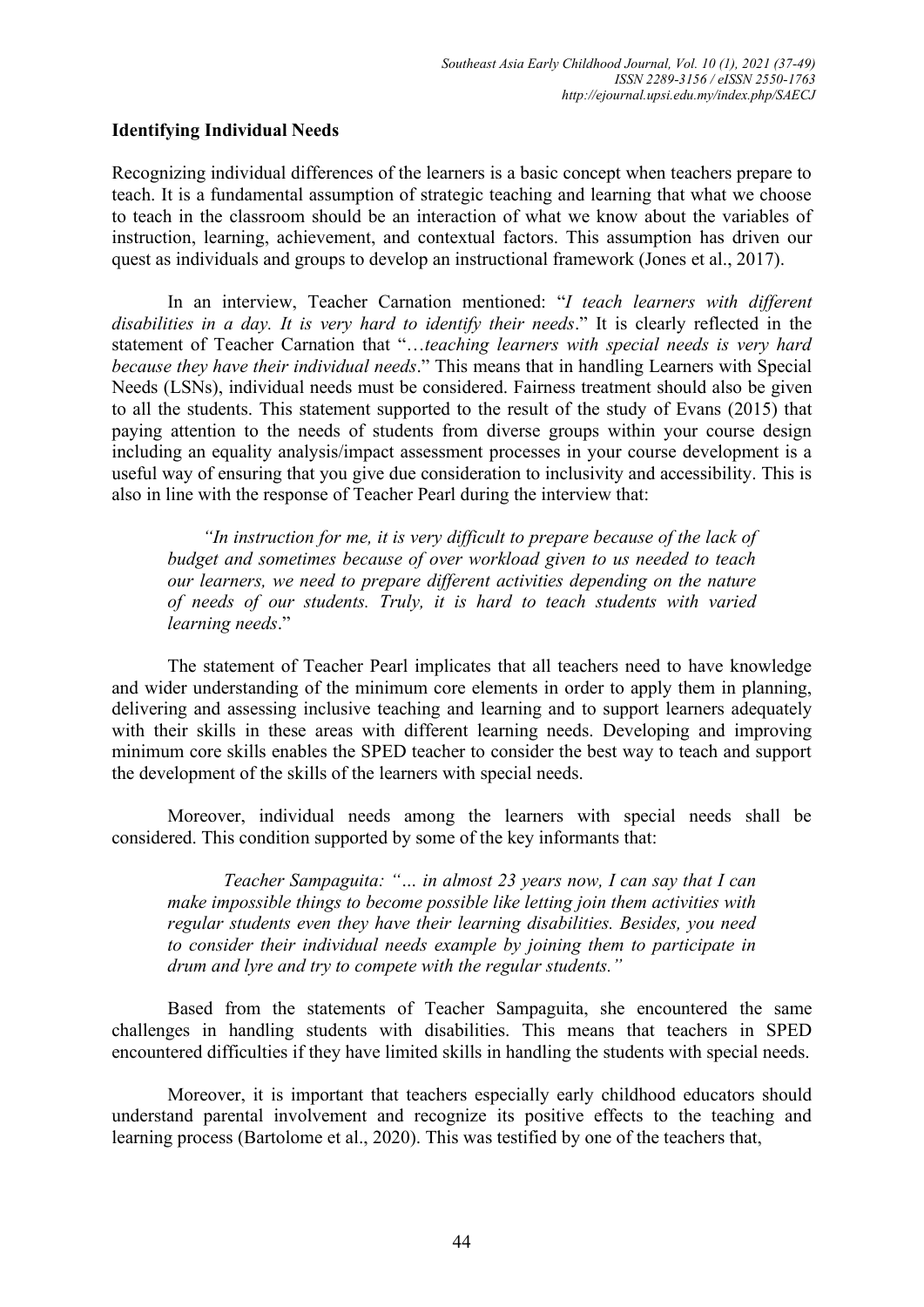**Identifying Individual Needs**

Recognizing individual differences of the learners is a basic concept when teachers prepare to teach. It is a fundamental assumption of strategic teaching and learning that what we choose to teach in the classroom should be an interaction of what we know about the variables of instruction, learning, achievement, and contextual factors. This assumption has driven our quest as individuals and groups to develop an instructional framework (Jones et al., 2017).

In an interview, Teacher Carnation mentioned: "*I teach learners with different disabilities in a day. It is very hard to identify their needs*." It is clearly reflected in the statement of Teacher Carnation that "…*teaching learners with special needs is very hard because they have their individual needs*." This means that in handling Learners with Special Needs (LSNs), individual needs must be considered. Fairness treatment should also be given to all the students. This statement supported to the result of the study of Evans (2015) that paying attention to the needs of students from diverse groups within your course design including an equality analysis/impact assessment processes in your course development is a useful way of ensuring that you give due consideration to inclusivity and accessibility. This is also in line with the response of Teacher Pearl during the interview that:

> *"In instruction for me, it is very difficult to prepare because of the lack of budget and sometimes because of over workload given to us needed to teach our learners, we need to prepare different activities depending on the nature of needs of our students. Truly, it is hard to teach students with varied learning needs*."

The statement of Teacher Pearl implicates that all teachers need to have knowledge and wider understanding of the minimum core elements in order to apply them in planning, delivering and assessing inclusive teaching and learning and to support learners adequately with their skills in these areas with different learning needs. Developing and improving minimum core skills enables the SPED teacher to consider the best way to teach and support the development of the skills of the learners with special needs.

Moreover, individual needs among the learners with special needs shall be considered. This condition supported by some of the key informants that:

> *Teacher Sampaguita: "… in almost 23 years now, I can say that I can make impossible things to become possible like letting join them activities with regular students even they have their learning disabilities. Besides, you need to consider their individual needs example by joining them to participate in drum and lyre and try to compete with the regular students."*

Based from the statements of Teacher Sampaguita, she encountered the same challenges in handling students with disabilities. This means that teachers in SPED encountered difficulties if they have limited skills in handling the students with special needs.

Moreover, it is important that teachers especially early childhood educators should understand parental involvement and recognize its positive effects to the teaching and learning process (Bartolome et al., 2020). This was testified by one of the teachers that,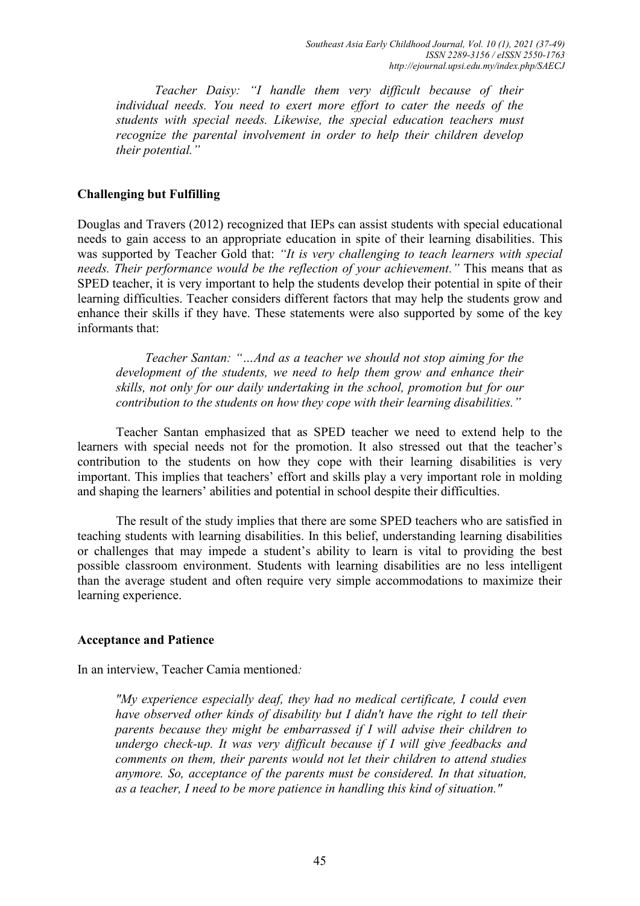> *Teacher Daisy: "I handle them very difficult because of their individual needs. You need to exert more effort to cater the needs of the students with special needs. Likewise, the special education teachers must recognize the parental involvement in order to help their children develop their potential."*

**Challenging but Fulfilling**

Douglas and Travers (2012) recognized that IEPs can assist students with special educational needs to gain access to an appropriate education in spite of their learning disabilities. This was supported by Teacher Gold that: *"It is very challenging to teach learners with special needs. Their performance would be the reflection of your achievement."* This means that as SPED teacher, it is very important to help the students develop their potential in spite of their learning difficulties. Teacher considers different factors that may help the students grow and enhance their skills if they have. These statements were also supported by some of the key informants that:

> *Teacher Santan: "…And as a teacher we should not stop aiming for the development of the students, we need to help them grow and enhance their skills, not only for our daily undertaking in the school, promotion but for our contribution to the students on how they cope with their learning disabilities."*

Teacher Santan emphasized that as SPED teacher we need to extend help to the learners with special needs not for the promotion. It also stressed out that the teacher's contribution to the students on how they cope with their learning disabilities is very important. This implies that teachers' effort and skills play a very important role in molding and shaping the learners' abilities and potential in school despite their difficulties.

The result of the study implies that there are some SPED teachers who are satisfied in teaching students with learning disabilities. In this belief, understanding learning disabilities or challenges that may impede a student's ability to learn is vital to providing the best possible classroom environment. Students with learning disabilities are no less intelligent than the average student and often require very simple accommodations to maximize their learning experience.

**Acceptance and Patience**

In an interview, Teacher Camia mentioned*:*

> *"My experience especially deaf, they had no medical certificate, I could even have observed other kinds of disability but I didn't have the right to tell their parents because they might be embarrassed if I will advise their children to undergo check-up. It was very difficult because if I will give feedbacks and comments on them, their parents would not let their children to attend studies anymore. So, acceptance of the parents must be considered. In that situation, as a teacher, I need to be more patience in handling this kind of situation."*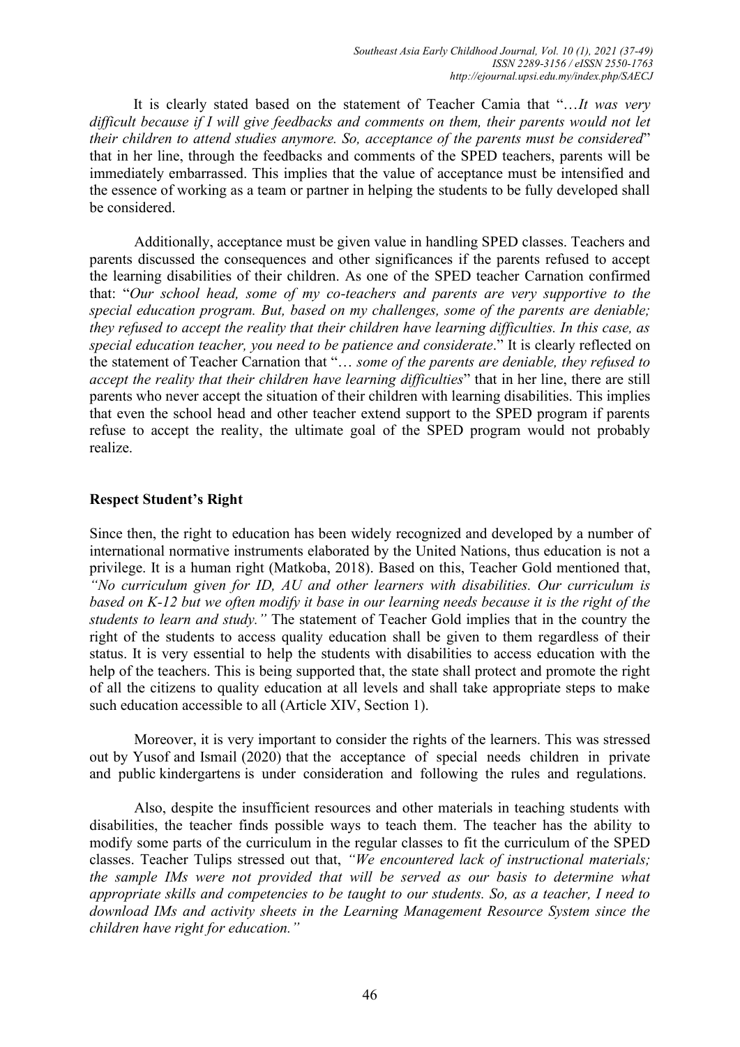It is clearly stated based on the statement of Teacher Camia that "…*It was very difficult because if I will give feedbacks and comments on them, their parents would not let their children to attend studies anymore. So, acceptance of the parents must be considered*" that in her line, through the feedbacks and comments of the SPED teachers, parents will be immediately embarrassed. This implies that the value of acceptance must be intensified and the essence of working as a team or partner in helping the students to be fully developed shall be considered.

Additionally, acceptance must be given value in handling SPED classes. Teachers and parents discussed the consequences and other significances if the parents refused to accept the learning disabilities of their children. As one of the SPED teacher Carnation confirmed that: "*Our school head, some of my co-teachers and parents are very supportive to the special education program. But, based on my challenges, some of the parents are deniable; they refused to accept the reality that their children have learning difficulties. In this case, as special education teacher, you need to be patience and considerate*." It is clearly reflected on the statement of Teacher Carnation that "… *some of the parents are deniable, they refused to accept the reality that their children have learning difficulties*" that in her line, there are still parents who never accept the situation of their children with learning disabilities. This implies that even the school head and other teacher extend support to the SPED program if parents refuse to accept the reality, the ultimate goal of the SPED program would not probably realize.

## Respect Student's Right

Since then, the right to education has been widely recognized and developed by a number of international normative instruments elaborated by the United Nations, thus education is not a privilege. It is a human right (Matkoba, 2018). Based on this, Teacher Gold mentioned that, *"No curriculum given for ID, AU and other learners with disabilities. Our curriculum is based on K-12 but we often modify it base in our learning needs because it is the right of the students to learn and study."* The statement of Teacher Gold implies that in the country the right of the students to access quality education shall be given to them regardless of their status. It is very essential to help the students with disabilities to access education with the help of the teachers. This is being supported that, the state shall protect and promote the right of all the citizens to quality education at all levels and shall take appropriate steps to make such education accessible to all (Article XIV, Section 1).

Moreover, it is very important to consider the rights of the learners. This was stressed out by Yusof and Ismail (2020) that the acceptance of special needs children in private and public kindergartens is under consideration and following the rules and regulations.

Also, despite the insufficient resources and other materials in teaching students with disabilities, the teacher finds possible ways to teach them. The teacher has the ability to modify some parts of the curriculum in the regular classes to fit the curriculum of the SPED classes. Teacher Tulips stressed out that, *"We encountered lack of instructional materials; the sample IMs were not provided that will be served as our basis to determine what appropriate skills and competencies to be taught to our students. So, as a teacher, I need to download IMs and activity sheets in the Learning Management Resource System since the children have right for education."*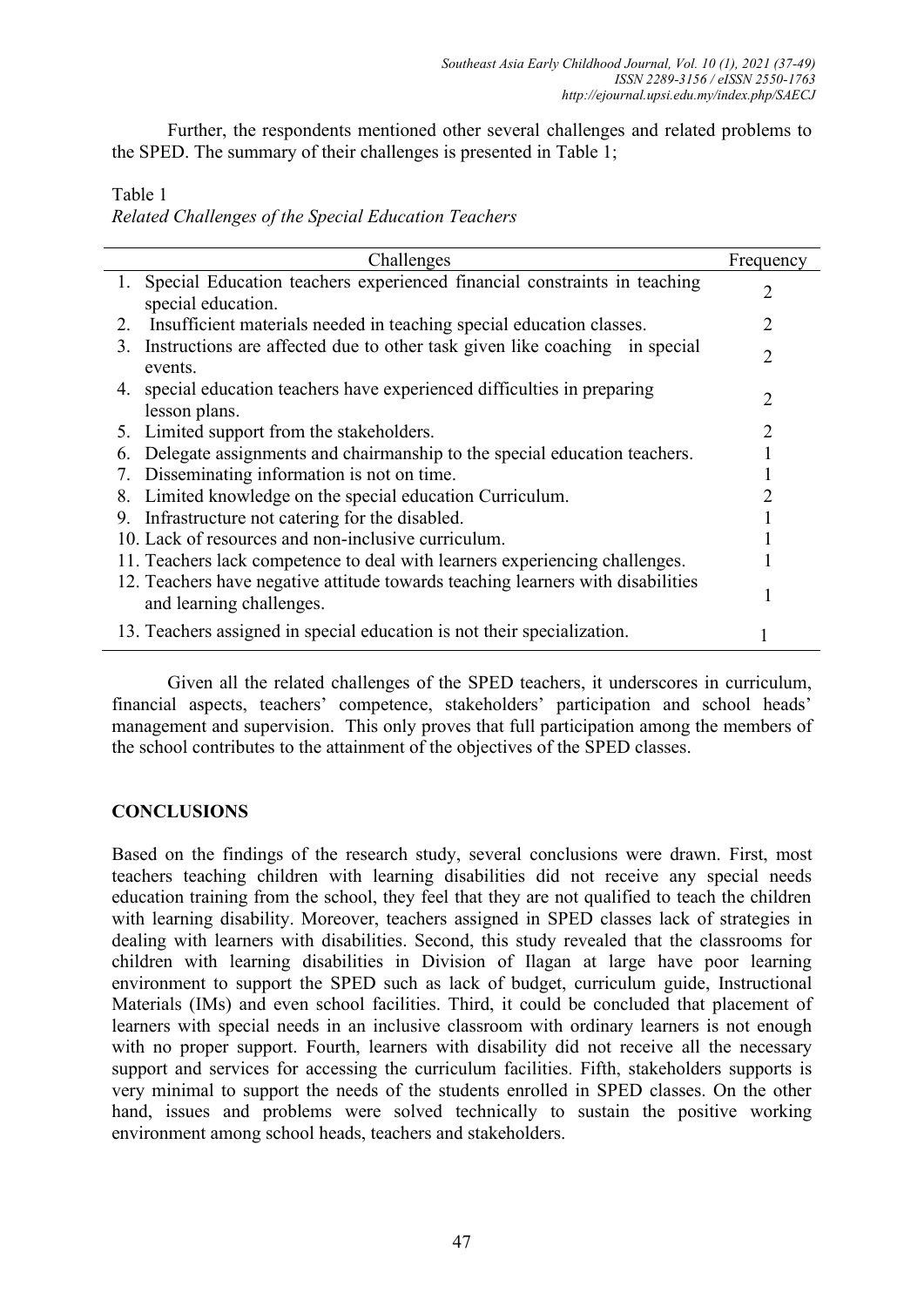Further, the respondents mentioned other several challenges and related problems to the SPED. The summary of their challenges is presented in Table 1;

Table 1
*Related Challenges of the Special Education Teachers*

| Challenges | Frequency |
|---|---|
| 1. Special Education teachers experienced financial constraints in teaching special education. | 2 |
| 2. Insufficient materials needed in teaching special education classes. | 2 |
| 3. Instructions are affected due to other task given like coaching in special events. | 2 |
| 4. special education teachers have experienced difficulties in preparing lesson plans. | 2 |
| 5. Limited support from the stakeholders. | 2 |
| 6. Delegate assignments and chairmanship to the special education teachers. | 1 |
| 7. Disseminating information is not on time. | 1 |
| 8. Limited knowledge on the special education Curriculum. | 2 |
| 9. Infrastructure not catering for the disabled. | 1 |
| 10. Lack of resources and non-inclusive curriculum. | 1 |
| 11. Teachers lack competence to deal with learners experiencing challenges. | 1 |
| 12. Teachers have negative attitude towards teaching learners with disabilities and learning challenges. | 1 |
| 13. Teachers assigned in special education is not their specialization. | 1 |

Given all the related challenges of the SPED teachers, it underscores in curriculum, financial aspects, teachers' competence, stakeholders' participation and school heads' management and supervision. This only proves that full participation among the members of the school contributes to the attainment of the objectives of the SPED classes.

## CONCLUSIONS

Based on the findings of the research study, several conclusions were drawn. First, most teachers teaching children with learning disabilities did not receive any special needs education training from the school, they feel that they are not qualified to teach the children with learning disability. Moreover, teachers assigned in SPED classes lack of strategies in dealing with learners with disabilities. Second, this study revealed that the classrooms for children with learning disabilities in Division of Ilagan at large have poor learning environment to support the SPED such as lack of budget, curriculum guide, Instructional Materials (IMs) and even school facilities. Third, it could be concluded that placement of learners with special needs in an inclusive classroom with ordinary learners is not enough with no proper support. Fourth, learners with disability did not receive all the necessary support and services for accessing the curriculum facilities. Fifth, stakeholders supports is very minimal to support the needs of the students enrolled in SPED classes. On the other hand, issues and problems were solved technically to sustain the positive working environment among school heads, teachers and stakeholders.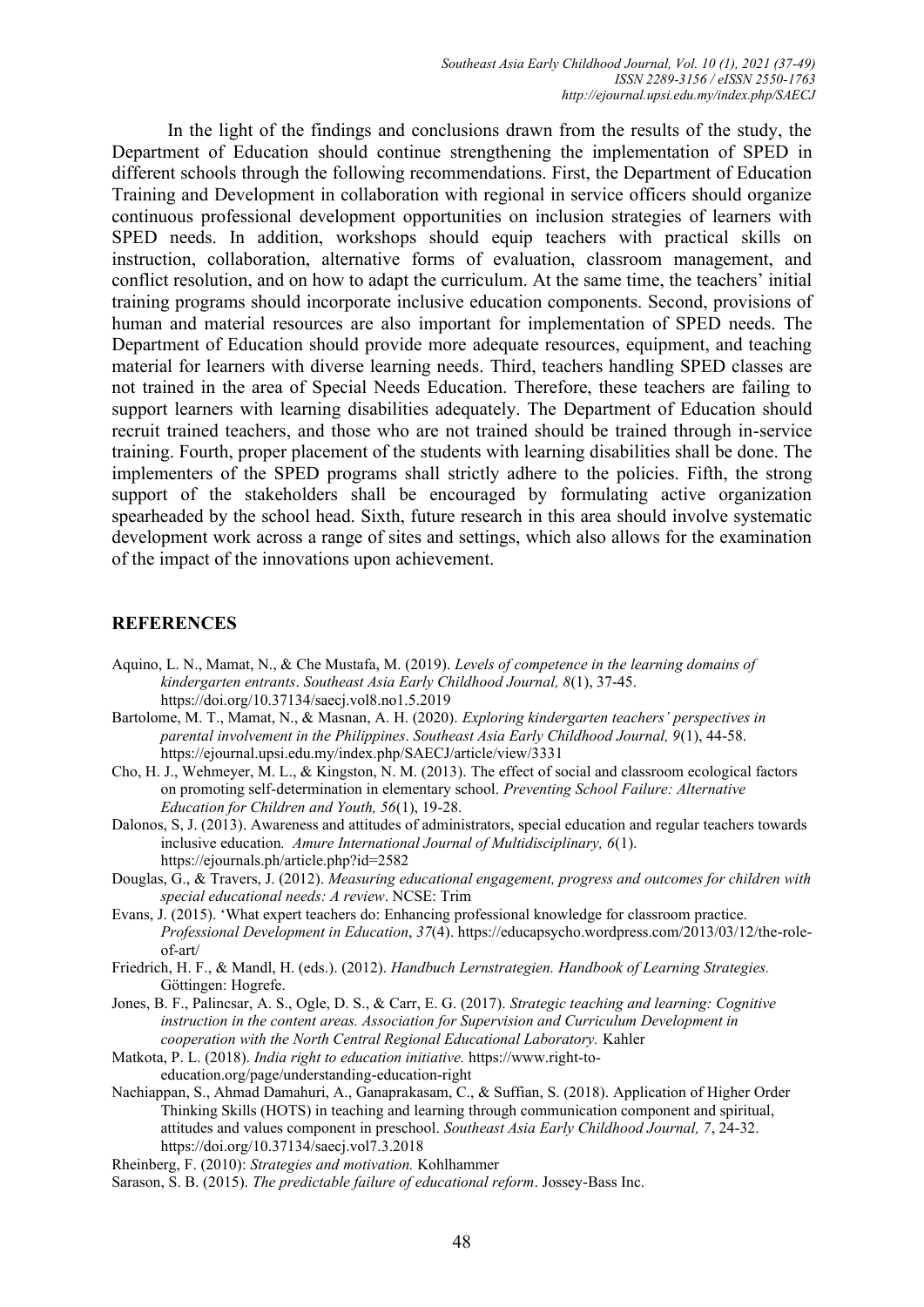In the light of the findings and conclusions drawn from the results of the study, the Department of Education should continue strengthening the implementation of SPED in different schools through the following recommendations. First, the Department of Education Training and Development in collaboration with regional in service officers should organize continuous professional development opportunities on inclusion strategies of learners with SPED needs. In addition, workshops should equip teachers with practical skills on instruction, collaboration, alternative forms of evaluation, classroom management, and conflict resolution, and on how to adapt the curriculum. At the same time, the teachers' initial training programs should incorporate inclusive education components. Second, provisions of human and material resources are also important for implementation of SPED needs. The Department of Education should provide more adequate resources, equipment, and teaching material for learners with diverse learning needs. Third, teachers handling SPED classes are not trained in the area of Special Needs Education. Therefore, these teachers are failing to support learners with learning disabilities adequately. The Department of Education should recruit trained teachers, and those who are not trained should be trained through in-service training. Fourth, proper placement of the students with learning disabilities shall be done. The implementers of the SPED programs shall strictly adhere to the policies. Fifth, the strong support of the stakeholders shall be encouraged by formulating active organization spearheaded by the school head. Sixth, future research in this area should involve systematic development work across a range of sites and settings, which also allows for the examination of the impact of the innovations upon achievement.

## REFERENCES

Aquino, L. N., Mamat, N., & Che Mustafa, M. (2019). *Levels of competence in the learning domains of kindergarten entrants*. *Southeast Asia Early Childhood Journal, 8*(1), 37-45. https://doi.org/10.37134/saecj.vol8.no1.5.2019

Bartolome, M. T., Mamat, N., & Masnan, A. H. (2020). *Exploring kindergarten teachers' perspectives in parental involvement in the Philippines*. *Southeast Asia Early Childhood Journal, 9*(1), 44-58. https://ejournal.upsi.edu.my/index.php/SAECJ/article/view/3331

Cho, H. J., Wehmeyer, M. L., & Kingston, N. M. (2013). The effect of social and classroom ecological factors on promoting self-determination in elementary school. *Preventing School Failure: Alternative Education for Children and Youth, 56*(1), 19-28.

Dalonos, S, J. (2013). Awareness and attitudes of administrators, special education and regular teachers towards inclusive education*. Amure International Journal of Multidisciplinary, 6*(1). https://ejournals.ph/article.php?id=2582

Douglas, G., & Travers, J. (2012). *Measuring educational engagement, progress and outcomes for children with special educational needs: A review*. NCSE: Trim

Evans, J. (2015). 'What expert teachers do: Enhancing professional knowledge for classroom practice. *Professional Development in Education*, *37*(4). https://educapsycho.wordpress.com/2013/03/12/the-role-of-art/

Friedrich, H. F., & Mandl, H. (eds.). (2012). *Handbuch Lernstrategien. Handbook of Learning Strategies.* Göttingen: Hogrefe.

Jones, B. F., Palincsar, A. S., Ogle, D. S., & Carr, E. G. (2017). *Strategic teaching and learning: Cognitive instruction in the content areas. Association for Supervision and Curriculum Development in cooperation with the North Central Regional Educational Laboratory.* Kahler

Matkota, P. L. (2018). *India right to education initiative.* https://www.right-to-education.org/page/understanding-education-right

Nachiappan, S., Ahmad Damahuri, A., Ganaprakasam, C., & Suffian, S. (2018). Application of Higher Order Thinking Skills (HOTS) in teaching and learning through communication component and spiritual, attitudes and values component in preschool. *Southeast Asia Early Childhood Journal, 7*, 24-32. https://doi.org/10.37134/saecj.vol7.3.2018

Rheinberg, F. (2010): *Strategies and motivation.* Kohlhammer

Sarason, S. B. (2015). *The predictable failure of educational reform*. Jossey-Bass Inc.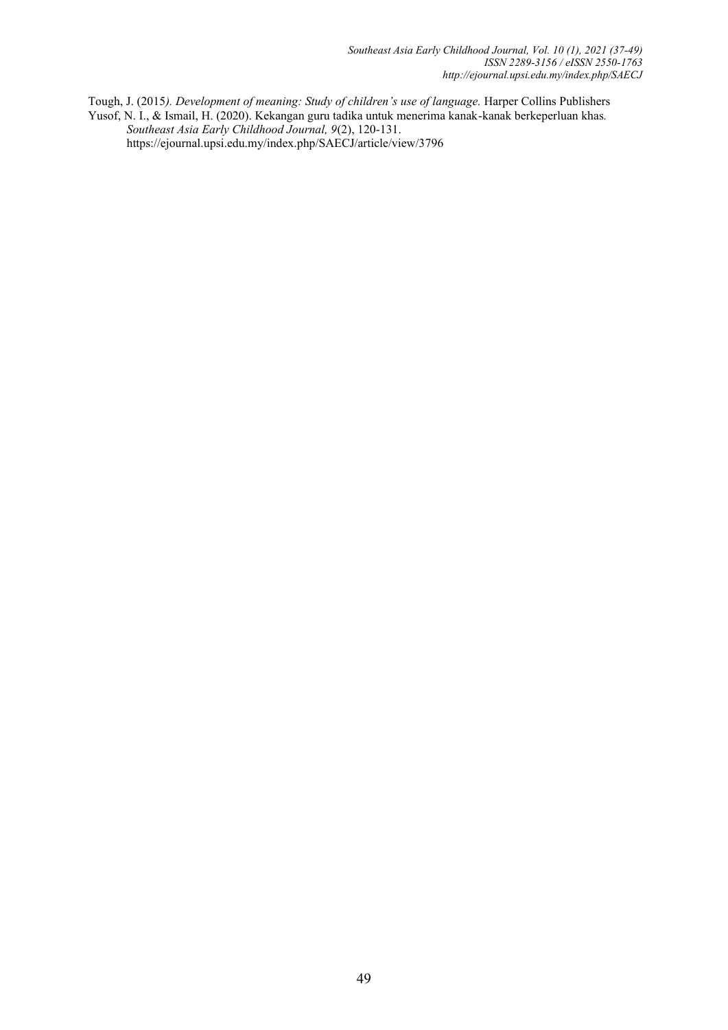Tough, J. (2015*). Development of meaning: Study of children's use of language.* Harper Collins Publishers

Yusof, N. I., & Ismail, H. (2020). Kekangan guru tadika untuk menerima kanak-kanak berkeperluan khas*. Southeast Asia Early Childhood Journal, 9*(2), 120-131. https://ejournal.upsi.edu.my/index.php/SAECJ/article/view/3796